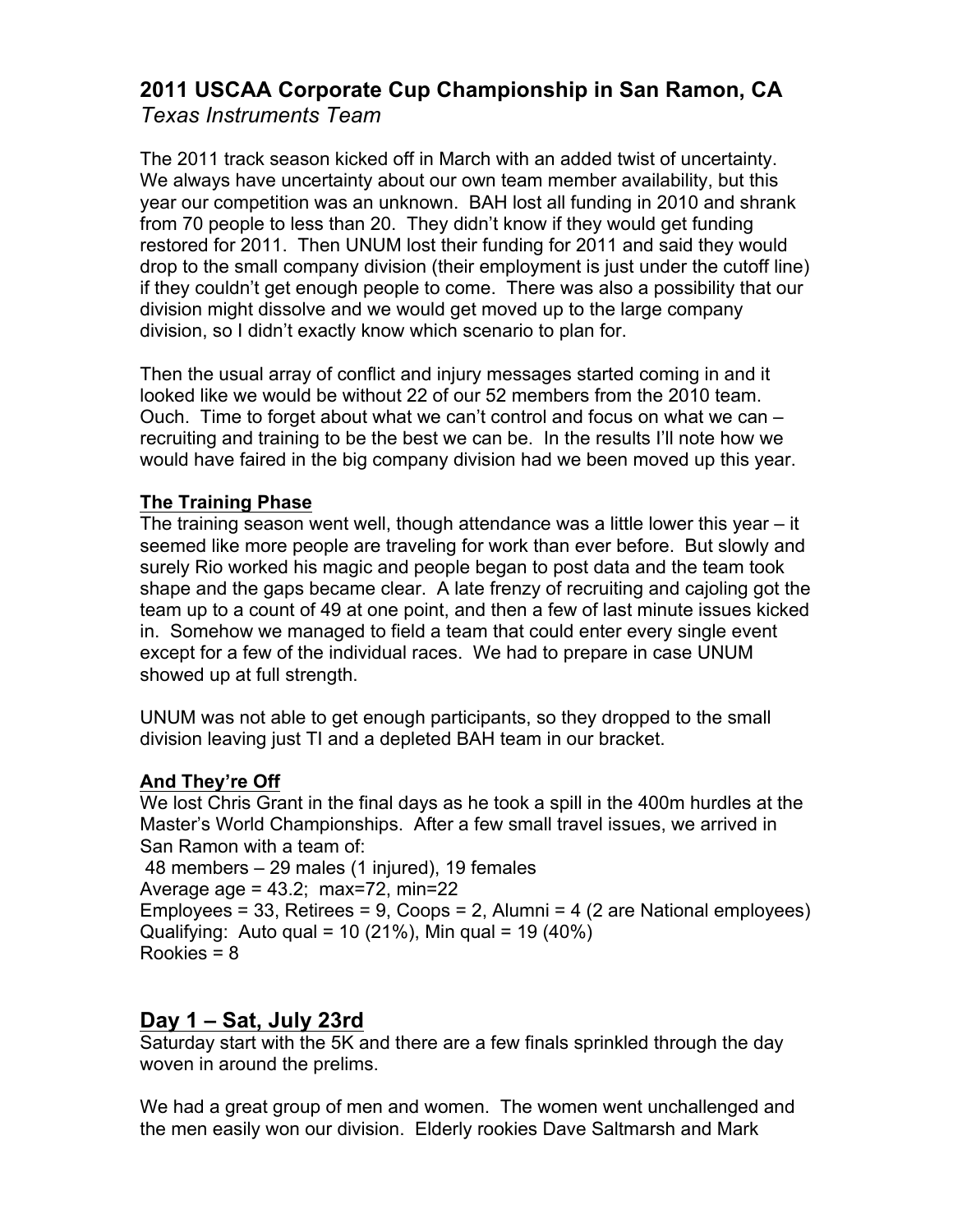## 2011 USCAA Corporate Cup Championship in San Ramon, CA

*Texas Instruments Team*

The 2011 track season kicked off in March with an added twist of uncertainty. We always have uncertainty about our own team member availability, but this year our competition was an unknown. BAH lost all funding in 2010 and shrank from 70 people to less than 20. They didn't know if they would get funding restored for 2011. Then UNUM lost their funding for 2011 and said they would drop to the small company division (their employment is just under the cutoff line) if they couldn't get enough people to come. There was also a possibility that our division might dissolve and we would get moved up to the large company division, so I didn't exactly know which scenario to plan for.

Then the usual array of conflict and injury messages started coming in and it looked like we would be without 22 of our 52 members from the 2010 team. Ouch. Time to forget about what we can't control and focus on what we can – recruiting and training to be the best we can be. In the results I'll note how we would have faired in the big company division had we been moved up this year.

**The Training Phase**

The training season went well, though attendance was a little lower this year – it seemed like more people are traveling for work than ever before. But slowly and surely Rio worked his magic and people began to post data and the team took shape and the gaps became clear. A late frenzy of recruiting and cajoling got the team up to a count of 49 at one point, and then a few of last minute issues kicked in. Somehow we managed to field a team that could enter every single event except for a few of the individual races. We had to prepare in case UNUM showed up at full strength.

UNUM was not able to get enough participants, so they dropped to the small division leaving just TI and a depleted BAH team in our bracket.

**And They're Off**

We lost Chris Grant in the final days as he took a spill in the 400m hurdles at the Master's World Championships. After a few small travel issues, we arrived in San Ramon with a team of:

48 members – 29 males (1 injured), 19 females
Average age = 43.2; max=72, min=22
Employees = 33, Retirees = 9, Coops = 2, Alumni = 4 (2 are National employees)
Qualifying: Auto qual = 10 (21%), Min qual = 19 (40%)
Rookies = 8

## Day 1 – Sat, July 23rd

Saturday start with the 5K and there are a few finals sprinkled through the day woven in around the prelims.

We had a great group of men and women. The women went unchallenged and the men easily won our division. Elderly rookies Dave Saltmarsh and Mark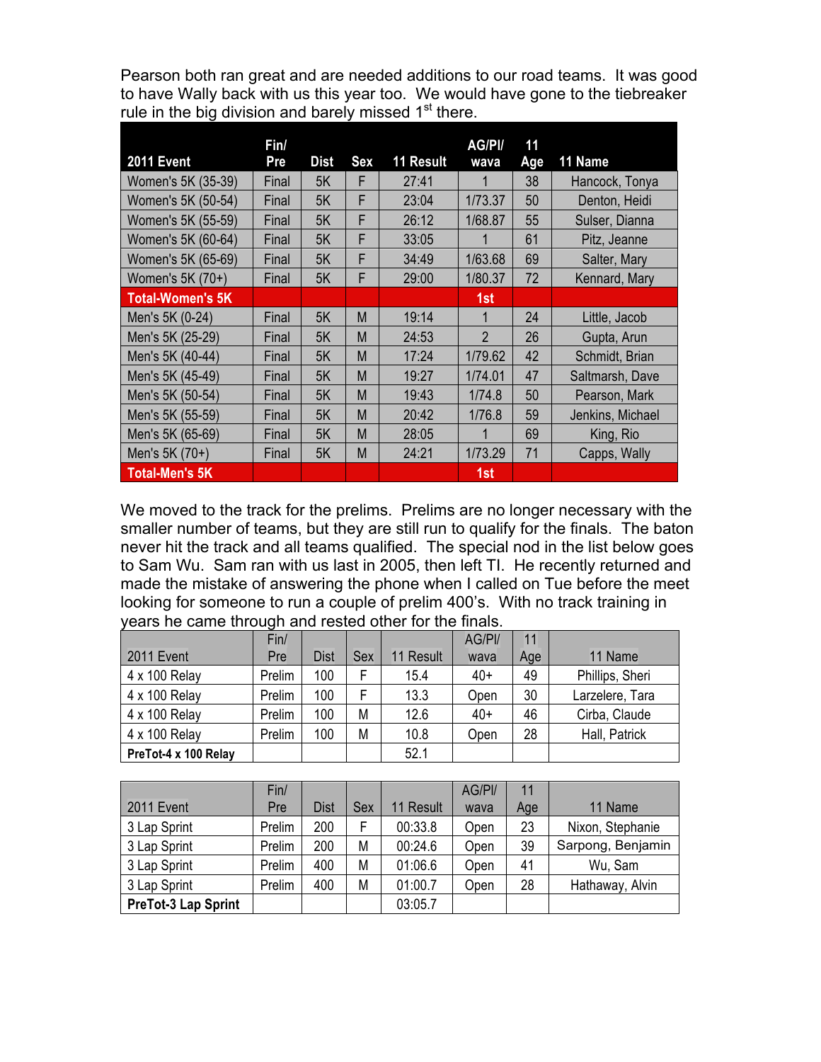Pearson both ran great and are needed additions to our road teams. It was good to have Wally back with us this year too. We would have gone to the tiebreaker rule in the big division and barely missed 1st there.

| 2011 Event | Fin/ Pre | Dist | Sex | 11 Result | AG/Pl/ wava | 11 Age | 11 Name |
|---|---|---|---|---|---|---|---|
| Women's 5K (35-39) | Final | 5K | F | 27:41 | 1 | 38 | Hancock, Tonya |
| Women's 5K (50-54) | Final | 5K | F | 23:04 | 1/73.37 | 50 | Denton, Heidi |
| Women's 5K (55-59) | Final | 5K | F | 26:12 | 1/68.87 | 55 | Sulser, Dianna |
| Women's 5K (60-64) | Final | 5K | F | 33:05 | 1 | 61 | Pitz, Jeanne |
| Women's 5K (65-69) | Final | 5K | F | 34:49 | 1/63.68 | 69 | Salter, Mary |
| Women's 5K (70+) | Final | 5K | F | 29:00 | 1/80.37 | 72 | Kennard, Mary |
| **Total-Women's 5K** | | | | | **1st** | | |
| Men's 5K (0-24) | Final | 5K | M | 19:14 | 1 | 24 | Little, Jacob |
| Men's 5K (25-29) | Final | 5K | M | 24:53 | 2 | 26 | Gupta, Arun |
| Men's 5K (40-44) | Final | 5K | M | 17:24 | 1/79.62 | 42 | Schmidt, Brian |
| Men's 5K (45-49) | Final | 5K | M | 19:27 | 1/74.01 | 47 | Saltmarsh, Dave |
| Men's 5K (50-54) | Final | 5K | M | 19:43 | 1/74.8 | 50 | Pearson, Mark |
| Men's 5K (55-59) | Final | 5K | M | 20:42 | 1/76.8 | 59 | Jenkins, Michael |
| Men's 5K (65-69) | Final | 5K | M | 28:05 | 1 | 69 | King, Rio |
| Men's 5K (70+) | Final | 5K | M | 24:21 | 1/73.29 | 71 | Capps, Wally |
| **Total-Men's 5K** | | | | | **1st** | | |

We moved to the track for the prelims. Prelims are no longer necessary with the smaller number of teams, but they are still run to qualify for the finals. The baton never hit the track and all teams qualified. The special nod in the list below goes to Sam Wu. Sam ran with us last in 2005, then left TI. He recently returned and made the mistake of answering the phone when I called on Tue before the meet looking for someone to run a couple of prelim 400's. With no track training in years he came through and rested other for the finals.

| 2011 Event | Fin/ Pre | Dist | Sex | 11 Result | AG/Pl/ wava | 11 Age | 11 Name |
|---|---|---|---|---|---|---|---|
| 4 x 100 Relay | Prelim | 100 | F | 15.4 | 40+ | 49 | Phillips, Sheri |
| 4 x 100 Relay | Prelim | 100 | F | 13.3 | Open | 30 | Larzelere, Tara |
| 4 x 100 Relay | Prelim | 100 | M | 12.6 | 40+ | 46 | Cirba, Claude |
| 4 x 100 Relay | Prelim | 100 | M | 10.8 | Open | 28 | Hall, Patrick |
| **PreTot-4 x 100 Relay** | | | | 52.1 | | | |

| 2011 Event | Fin/ Pre | Dist | Sex | 11 Result | AG/Pl/ wava | 11 Age | 11 Name |
|---|---|---|---|---|---|---|---|
| 3 Lap Sprint | Prelim | 200 | F | 00:33.8 | Open | 23 | Nixon, Stephanie |
| 3 Lap Sprint | Prelim | 200 | M | 00:24.6 | Open | 39 | Sarpong, Benjamin |
| 3 Lap Sprint | Prelim | 400 | M | 01:06.6 | Open | 41 | Wu, Sam |
| 3 Lap Sprint | Prelim | 400 | M | 01:00.7 | Open | 28 | Hathaway, Alvin |
| **PreTot-3 Lap Sprint** | | | | 03:05.7 | | | |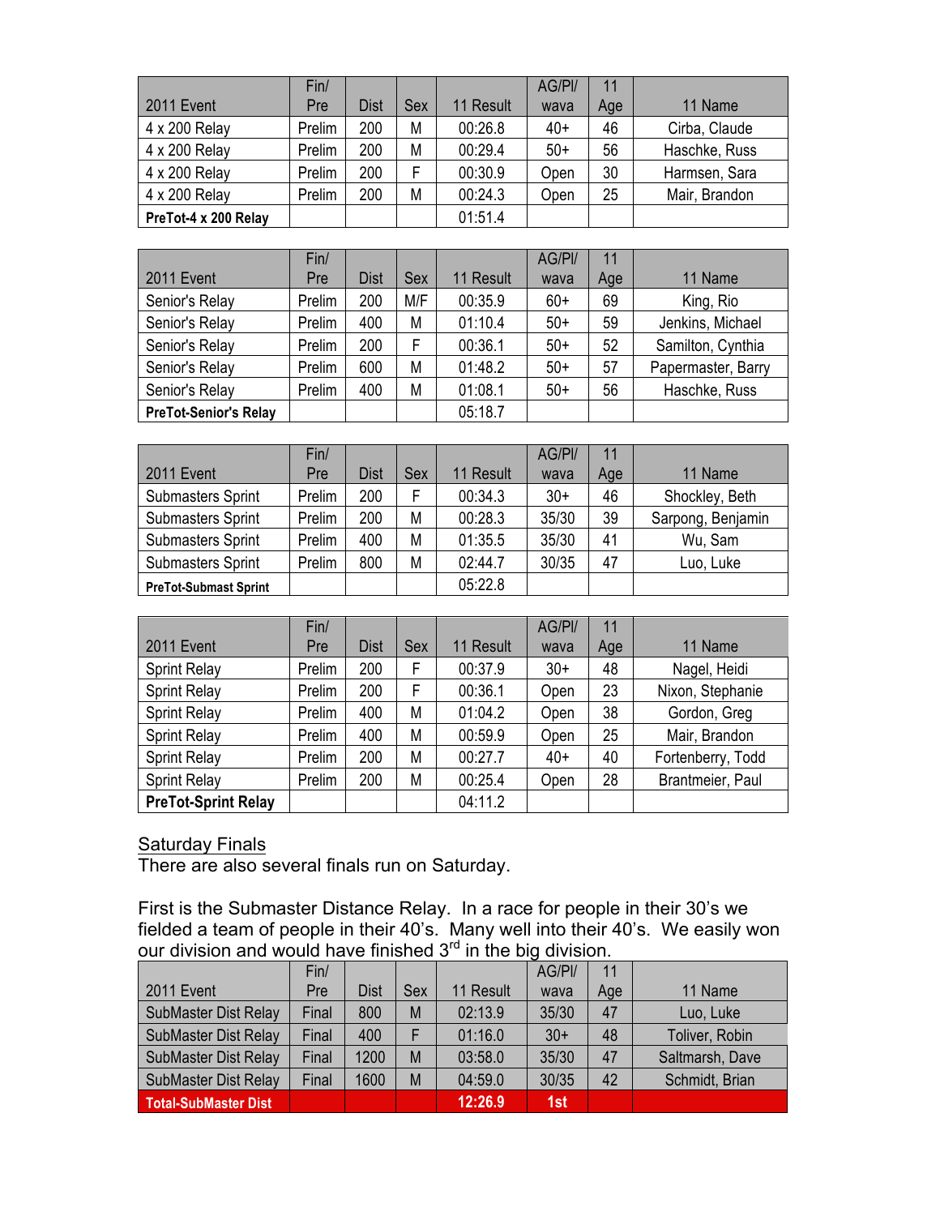| 2011 Event | Fin/ Pre | Dist | Sex | 11 Result | AG/Pl/ wava | 11 Age | 11 Name |
|---|---|---|---|---|---|---|---|
| 4 x 200 Relay | Prelim | 200 | M | 00:26.8 | 40+ | 46 | Cirba, Claude |
| 4 x 200 Relay | Prelim | 200 | M | 00:29.4 | 50+ | 56 | Haschke, Russ |
| 4 x 200 Relay | Prelim | 200 | F | 00:30.9 | Open | 30 | Harmsen, Sara |
| 4 x 200 Relay | Prelim | 200 | M | 00:24.3 | Open | 25 | Mair, Brandon |
| **PreTot-4 x 200 Relay** | | | | 01:51.4 | | | |

| 2011 Event | Fin/ Pre | Dist | Sex | 11 Result | AG/Pl/ wava | 11 Age | 11 Name |
|---|---|---|---|---|---|---|---|
| Senior's Relay | Prelim | 200 | M/F | 00:35.9 | 60+ | 69 | King, Rio |
| Senior's Relay | Prelim | 400 | M | 01:10.4 | 50+ | 59 | Jenkins, Michael |
| Senior's Relay | Prelim | 200 | F | 00:36.1 | 50+ | 52 | Samilton, Cynthia |
| Senior's Relay | Prelim | 600 | M | 01:48.2 | 50+ | 57 | Papermaster, Barry |
| Senior's Relay | Prelim | 400 | M | 01:08.1 | 50+ | 56 | Haschke, Russ |
| **PreTot-Senior's Relay** | | | | 05:18.7 | | | |

| 2011 Event | Fin/ Pre | Dist | Sex | 11 Result | AG/Pl/ wava | 11 Age | 11 Name |
|---|---|---|---|---|---|---|---|
| Submasters Sprint | Prelim | 200 | F | 00:34.3 | 30+ | 46 | Shockley, Beth |
| Submasters Sprint | Prelim | 200 | M | 00:28.3 | 35/30 | 39 | Sarpong, Benjamin |
| Submasters Sprint | Prelim | 400 | M | 01:35.5 | 35/30 | 41 | Wu, Sam |
| Submasters Sprint | Prelim | 800 | M | 02:44.7 | 30/35 | 47 | Luo, Luke |
| **PreTot-Submast Sprint** | | | | 05:22.8 | | | |

| 2011 Event | Fin/ Pre | Dist | Sex | 11 Result | AG/Pl/ wava | 11 Age | 11 Name |
|---|---|---|---|---|---|---|---|
| Sprint Relay | Prelim | 200 | F | 00:37.9 | 30+ | 48 | Nagel, Heidi |
| Sprint Relay | Prelim | 200 | F | 00:36.1 | Open | 23 | Nixon, Stephanie |
| Sprint Relay | Prelim | 400 | M | 01:04.2 | Open | 38 | Gordon, Greg |
| Sprint Relay | Prelim | 400 | M | 00:59.9 | Open | 25 | Mair, Brandon |
| Sprint Relay | Prelim | 200 | M | 00:27.7 | 40+ | 40 | Fortenberry, Todd |
| Sprint Relay | Prelim | 200 | M | 00:25.4 | Open | 28 | Brantmeier, Paul |
| **PreTot-Sprint Relay** | | | | 04:11.2 | | | |

## Saturday Finals

There are also several finals run on Saturday.

First is the Submaster Distance Relay. In a race for people in their 30's we fielded a team of people in their 40's. Many well into their 40's. We easily won our division and would have finished 3rd in the big division.

| 2011 Event | Fin/ Pre | Dist | Sex | 11 Result | AG/Pl/ wava | 11 Age | 11 Name |
|---|---|---|---|---|---|---|---|
| SubMaster Dist Relay | Final | 800 | M | 02:13.9 | 35/30 | 47 | Luo, Luke |
| SubMaster Dist Relay | Final | 400 | F | 01:16.0 | 30+ | 48 | Toliver, Robin |
| SubMaster Dist Relay | Final | 1200 | M | 03:58.0 | 35/30 | 47 | Saltmarsh, Dave |
| SubMaster Dist Relay | Final | 1600 | M | 04:59.0 | 30/35 | 42 | Schmidt, Brian |
| **Total-SubMaster Dist** | | | | **12:26.9** | **1st** | | |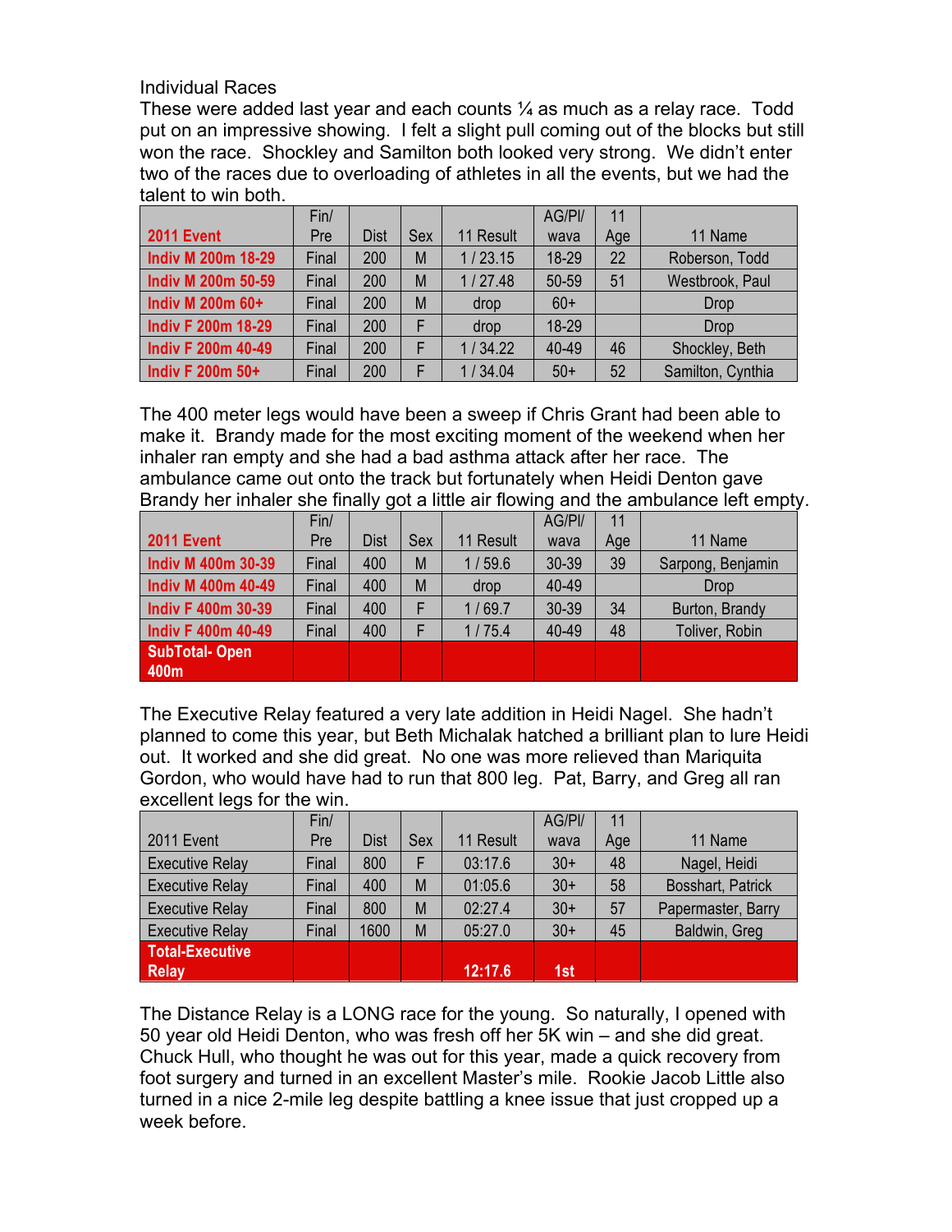Individual Races

These were added last year and each counts ¼ as much as a relay race. Todd put on an impressive showing. I felt a slight pull coming out of the blocks but still won the race. Shockley and Samilton both looked very strong. We didn't enter two of the races due to overloading of athletes in all the events, but we had the talent to win both.

| 2011 Event | Fin/ Pre | Dist | Sex | 11 Result | AG/Pl/ wava | 11 Age | 11 Name |
|---|---|---|---|---|---|---|---|
| Indiv M 200m 18-29 | Final | 200 | M | 1 / 23.15 | 18-29 | 22 | Roberson, Todd |
| Indiv M 200m 50-59 | Final | 200 | M | 1 / 27.48 | 50-59 | 51 | Westbrook, Paul |
| Indiv M 200m 60+ | Final | 200 | M | drop | 60+ | | Drop |
| Indiv F 200m 18-29 | Final | 200 | F | drop | 18-29 | | Drop |
| Indiv F 200m 40-49 | Final | 200 | F | 1 / 34.22 | 40-49 | 46 | Shockley, Beth |
| Indiv F 200m 50+ | Final | 200 | F | 1 / 34.04 | 50+ | 52 | Samilton, Cynthia |

The 400 meter legs would have been a sweep if Chris Grant had been able to make it. Brandy made for the most exciting moment of the weekend when her inhaler ran empty and she had a bad asthma attack after her race. The ambulance came out onto the track but fortunately when Heidi Denton gave Brandy her inhaler she finally got a little air flowing and the ambulance left empty.

| 2011 Event | Fin/ Pre | Dist | Sex | 11 Result | AG/Pl/ wava | 11 Age | 11 Name |
|---|---|---|---|---|---|---|---|
| Indiv M 400m 30-39 | Final | 400 | M | 1 / 59.6 | 30-39 | 39 | Sarpong, Benjamin |
| Indiv M 400m 40-49 | Final | 400 | M | drop | 40-49 | | Drop |
| Indiv F 400m 30-39 | Final | 400 | F | 1 / 69.7 | 30-39 | 34 | Burton, Brandy |
| Indiv F 400m 40-49 | Final | 400 | F | 1 / 75.4 | 40-49 | 48 | Toliver, Robin |
| SubTotal- Open 400m | | | | | | | |

The Executive Relay featured a very late addition in Heidi Nagel. She hadn't planned to come this year, but Beth Michalak hatched a brilliant plan to lure Heidi out. It worked and she did great. No one was more relieved than Mariquita Gordon, who would have had to run that 800 leg. Pat, Barry, and Greg all ran excellent legs for the win.

| 2011 Event | Fin/ Pre | Dist | Sex | 11 Result | AG/Pl/ wava | 11 Age | 11 Name |
|---|---|---|---|---|---|---|---|
| Executive Relay | Final | 800 | F | 03:17.6 | 30+ | 48 | Nagel, Heidi |
| Executive Relay | Final | 400 | M | 01:05.6 | 30+ | 58 | Bosshart, Patrick |
| Executive Relay | Final | 800 | M | 02:27.4 | 30+ | 57 | Papermaster, Barry |
| Executive Relay | Final | 1600 | M | 05:27.0 | 30+ | 45 | Baldwin, Greg |
| Total-Executive Relay | | | | 12:17.6 | 1st | | |

The Distance Relay is a LONG race for the young. So naturally, I opened with 50 year old Heidi Denton, who was fresh off her 5K win – and she did great. Chuck Hull, who thought he was out for this year, made a quick recovery from foot surgery and turned in an excellent Master's mile. Rookie Jacob Little also turned in a nice 2-mile leg despite battling a knee issue that just cropped up a week before.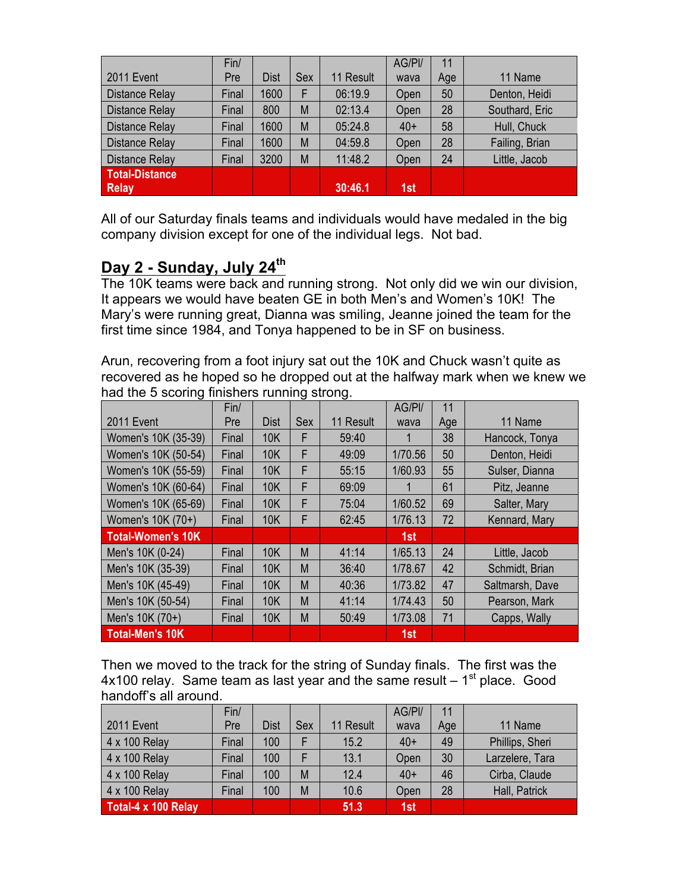| 2011 Event | Fin/ Pre | Dist | Sex | 11 Result | AG/Pl/ wava | 11 Age | 11 Name |
|---|---|---|---|---|---|---|---|
| Distance Relay | Final | 1600 | F | 06:19.9 | Open | 50 | Denton, Heidi |
| Distance Relay | Final | 800 | M | 02:13.4 | Open | 28 | Southard, Eric |
| Distance Relay | Final | 1600 | M | 05:24.8 | 40+ | 58 | Hull, Chuck |
| Distance Relay | Final | 1600 | M | 04:59.8 | Open | 28 | Failing, Brian |
| Distance Relay | Final | 3200 | M | 11:48.2 | Open | 24 | Little, Jacob |
| **Total-Distance Relay** | | | | **30:46.1** | **1st** | | |

All of our Saturday finals teams and individuals would have medaled in the big company division except for one of the individual legs. Not bad.

## Day 2 - Sunday, July 24th

The 10K teams were back and running strong. Not only did we win our division, It appears we would have beaten GE in both Men's and Women's 10K! The Mary's were running great, Dianna was smiling, Jeanne joined the team for the first time since 1984, and Tonya happened to be in SF on business.

Arun, recovering from a foot injury sat out the 10K and Chuck wasn't quite as recovered as he hoped so he dropped out at the halfway mark when we knew we had the 5 scoring finishers running strong.

| 2011 Event | Fin/ Pre | Dist | Sex | 11 Result | AG/Pl/ wava | 11 Age | 11 Name |
|---|---|---|---|---|---|---|---|
| Women's 10K (35-39) | Final | 10K | F | 59:40 | 1 | 38 | Hancock, Tonya |
| Women's 10K (50-54) | Final | 10K | F | 49:09 | 1/70.56 | 50 | Denton, Heidi |
| Women's 10K (55-59) | Final | 10K | F | 55:15 | 1/60.93 | 55 | Sulser, Dianna |
| Women's 10K (60-64) | Final | 10K | F | 69:09 | 1 | 61 | Pitz, Jeanne |
| Women's 10K (65-69) | Final | 10K | F | 75:04 | 1/60.52 | 69 | Salter, Mary |
| Women's 10K (70+) | Final | 10K | F | 62:45 | 1/76.13 | 72 | Kennard, Mary |
| **Total-Women's 10K** | | | | | **1st** | | |
| Men's 10K (0-24) | Final | 10K | M | 41:14 | 1/65.13 | 24 | Little, Jacob |
| Men's 10K (35-39) | Final | 10K | M | 36:40 | 1/78.67 | 42 | Schmidt, Brian |
| Men's 10K (45-49) | Final | 10K | M | 40:36 | 1/73.82 | 47 | Saltmarsh, Dave |
| Men's 10K (50-54) | Final | 10K | M | 41:14 | 1/74.43 | 50 | Pearson, Mark |
| Men's 10K (70+) | Final | 10K | M | 50:49 | 1/73.08 | 71 | Capps, Wally |
| **Total-Men's 10K** | | | | | **1st** | | |

Then we moved to the track for the string of Sunday finals. The first was the 4x100 relay. Same team as last year and the same result – 1st place. Good handoff's all around.

| 2011 Event | Fin/ Pre | Dist | Sex | 11 Result | AG/Pl/ wava | 11 Age | 11 Name |
|---|---|---|---|---|---|---|---|
| 4 x 100 Relay | Final | 100 | F | 15.2 | 40+ | 49 | Phillips, Sheri |
| 4 x 100 Relay | Final | 100 | F | 13.1 | Open | 30 | Larzelere, Tara |
| 4 x 100 Relay | Final | 100 | M | 12.4 | 40+ | 46 | Cirba, Claude |
| 4 x 100 Relay | Final | 100 | M | 10.6 | Open | 28 | Hall, Patrick |
| **Total-4 x 100 Relay** | | | | **51.3** | **1st** | | |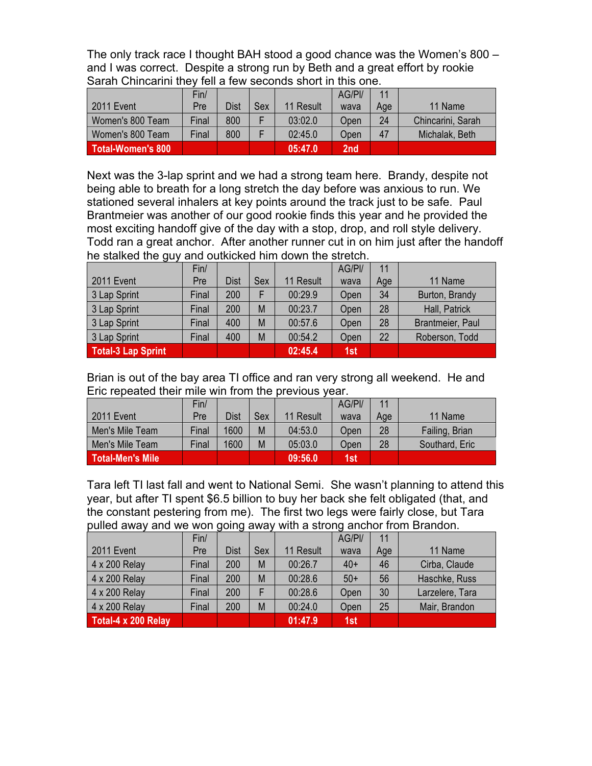The only track race I thought BAH stood a good chance was the Women's 800 – and I was correct. Despite a strong run by Beth and a great effort by rookie Sarah Chincarini they fell a few seconds short in this one.

| 2011 Event | Fin/ Pre | Dist | Sex | 11 Result | AG/Pl/ wava | 11 Age | 11 Name |
|---|---|---|---|---|---|---|---|
| Women's 800 Team | Final | 800 | F | 03:02.0 | Open | 24 | Chincarini, Sarah |
| Women's 800 Team | Final | 800 | F | 02:45.0 | Open | 47 | Michalak, Beth |
| **Total-Women's 800** | | | | **05:47.0** | **2nd** | | |

Next was the 3-lap sprint and we had a strong team here. Brandy, despite not being able to breath for a long stretch the day before was anxious to run. We stationed several inhalers at key points around the track just to be safe. Paul Brantmeier was another of our good rookie finds this year and he provided the most exciting handoff give of the day with a stop, drop, and roll style delivery. Todd ran a great anchor. After another runner cut in on him just after the handoff he stalked the guy and outkicked him down the stretch.

| 2011 Event | Fin/ Pre | Dist | Sex | 11 Result | AG/Pl/ wava | 11 Age | 11 Name |
|---|---|---|---|---|---|---|---|
| 3 Lap Sprint | Final | 200 | F | 00:29.9 | Open | 34 | Burton, Brandy |
| 3 Lap Sprint | Final | 200 | M | 00:23.7 | Open | 28 | Hall, Patrick |
| 3 Lap Sprint | Final | 400 | M | 00:57.6 | Open | 28 | Brantmeier, Paul |
| 3 Lap Sprint | Final | 400 | M | 00:54.2 | Open | 22 | Roberson, Todd |
| **Total-3 Lap Sprint** | | | | **02:45.4** | **1st** | | |

Brian is out of the bay area TI office and ran very strong all weekend. He and Eric repeated their mile win from the previous year.

| 2011 Event | Fin/ Pre | Dist | Sex | 11 Result | AG/Pl/ wava | 11 Age | 11 Name |
|---|---|---|---|---|---|---|---|
| Men's Mile Team | Final | 1600 | M | 04:53.0 | Open | 28 | Failing, Brian |
| Men's Mile Team | Final | 1600 | M | 05:03.0 | Open | 28 | Southard, Eric |
| **Total-Men's Mile** | | | | **09:56.0** | **1st** | | |

Tara left TI last fall and went to National Semi. She wasn't planning to attend this year, but after TI spent $6.5 billion to buy her back she felt obligated (that, and the constant pestering from me). The first two legs were fairly close, but Tara pulled away and we won going away with a strong anchor from Brandon.

| 2011 Event | Fin/ Pre | Dist | Sex | 11 Result | AG/Pl/ wava | 11 Age | 11 Name |
|---|---|---|---|---|---|---|---|
| 4 x 200 Relay | Final | 200 | M | 00:26.7 | 40+ | 46 | Cirba, Claude |
| 4 x 200 Relay | Final | 200 | M | 00:28.6 | 50+ | 56 | Haschke, Russ |
| 4 x 200 Relay | Final | 200 | F | 00:28.6 | Open | 30 | Larzelere, Tara |
| 4 x 200 Relay | Final | 200 | M | 00:24.0 | Open | 25 | Mair, Brandon |
| **Total-4 x 200 Relay** | | | | **01:47.9** | **1st** | | |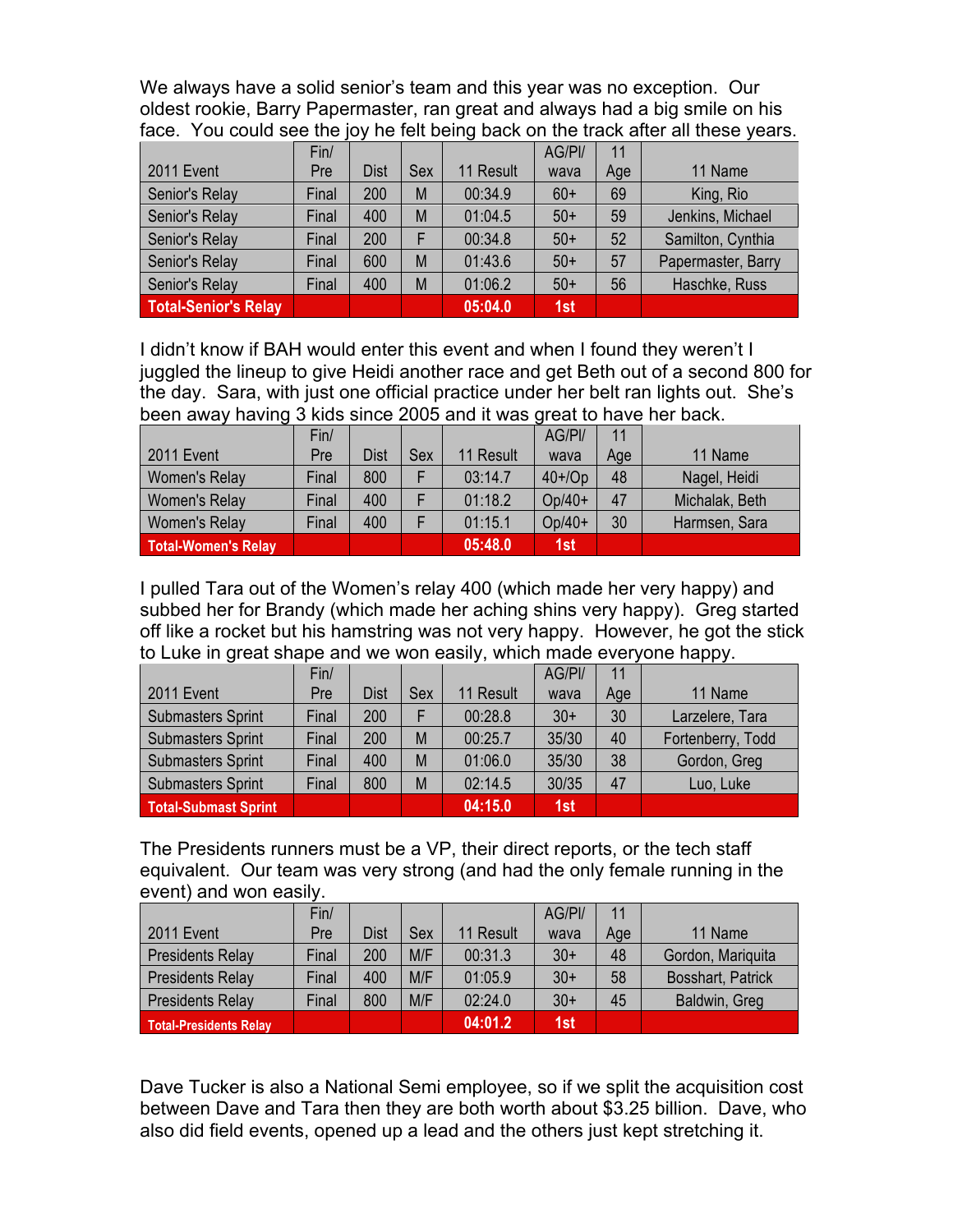We always have a solid senior's team and this year was no exception. Our oldest rookie, Barry Papermaster, ran great and always had a big smile on his face. You could see the joy he felt being back on the track after all these years.

| 2011 Event | Fin/ Pre | Dist | Sex | 11 Result | AG/Pl/ wava | 11 Age | 11 Name |
|---|---|---|---|---|---|---|---|
| Senior's Relay | Final | 200 | M | 00:34.9 | 60+ | 69 | King, Rio |
| Senior's Relay | Final | 400 | M | 01:04.5 | 50+ | 59 | Jenkins, Michael |
| Senior's Relay | Final | 200 | F | 00:34.8 | 50+ | 52 | Samilton, Cynthia |
| Senior's Relay | Final | 600 | M | 01:43.6 | 50+ | 57 | Papermaster, Barry |
| Senior's Relay | Final | 400 | M | 01:06.2 | 50+ | 56 | Haschke, Russ |
| **Total-Senior's Relay** | | | | **05:04.0** | **1st** | | |

I didn't know if BAH would enter this event and when I found they weren't I juggled the lineup to give Heidi another race and get Beth out of a second 800 for the day. Sara, with just one official practice under her belt ran lights out. She's been away having 3 kids since 2005 and it was great to have her back.

| 2011 Event | Fin/ Pre | Dist | Sex | 11 Result | AG/Pl/ wava | 11 Age | 11 Name |
|---|---|---|---|---|---|---|---|
| Women's Relay | Final | 800 | F | 03:14.7 | 40+/Op | 48 | Nagel, Heidi |
| Women's Relay | Final | 400 | F | 01:18.2 | Op/40+ | 47 | Michalak, Beth |
| Women's Relay | Final | 400 | F | 01:15.1 | Op/40+ | 30 | Harmsen, Sara |
| **Total-Women's Relay** | | | | **05:48.0** | **1st** | | |

I pulled Tara out of the Women's relay 400 (which made her very happy) and subbed her for Brandy (which made her aching shins very happy). Greg started off like a rocket but his hamstring was not very happy. However, he got the stick to Luke in great shape and we won easily, which made everyone happy.

| 2011 Event | Fin/ Pre | Dist | Sex | 11 Result | AG/Pl/ wava | 11 Age | 11 Name |
|---|---|---|---|---|---|---|---|
| Submasters Sprint | Final | 200 | F | 00:28.8 | 30+ | 30 | Larzelere, Tara |
| Submasters Sprint | Final | 200 | M | 00:25.7 | 35/30 | 40 | Fortenberry, Todd |
| Submasters Sprint | Final | 400 | M | 01:06.0 | 35/30 | 38 | Gordon, Greg |
| Submasters Sprint | Final | 800 | M | 02:14.5 | 30/35 | 47 | Luo, Luke |
| **Total-Submast Sprint** | | | | **04:15.0** | **1st** | | |

The Presidents runners must be a VP, their direct reports, or the tech staff equivalent. Our team was very strong (and had the only female running in the event) and won easily.

| 2011 Event | Fin/ Pre | Dist | Sex | 11 Result | AG/Pl/ wava | 11 Age | 11 Name |
|---|---|---|---|---|---|---|---|
| Presidents Relay | Final | 200 | M/F | 00:31.3 | 30+ | 48 | Gordon, Mariquita |
| Presidents Relay | Final | 400 | M/F | 01:05.9 | 30+ | 58 | Bosshart, Patrick |
| Presidents Relay | Final | 800 | M/F | 02:24.0 | 30+ | 45 | Baldwin, Greg |
| **Total-Presidents Relay** | | | | **04:01.2** | **1st** | | |

Dave Tucker is also a National Semi employee, so if we split the acquisition cost between Dave and Tara then they are both worth about $3.25 billion. Dave, who also did field events, opened up a lead and the others just kept stretching it.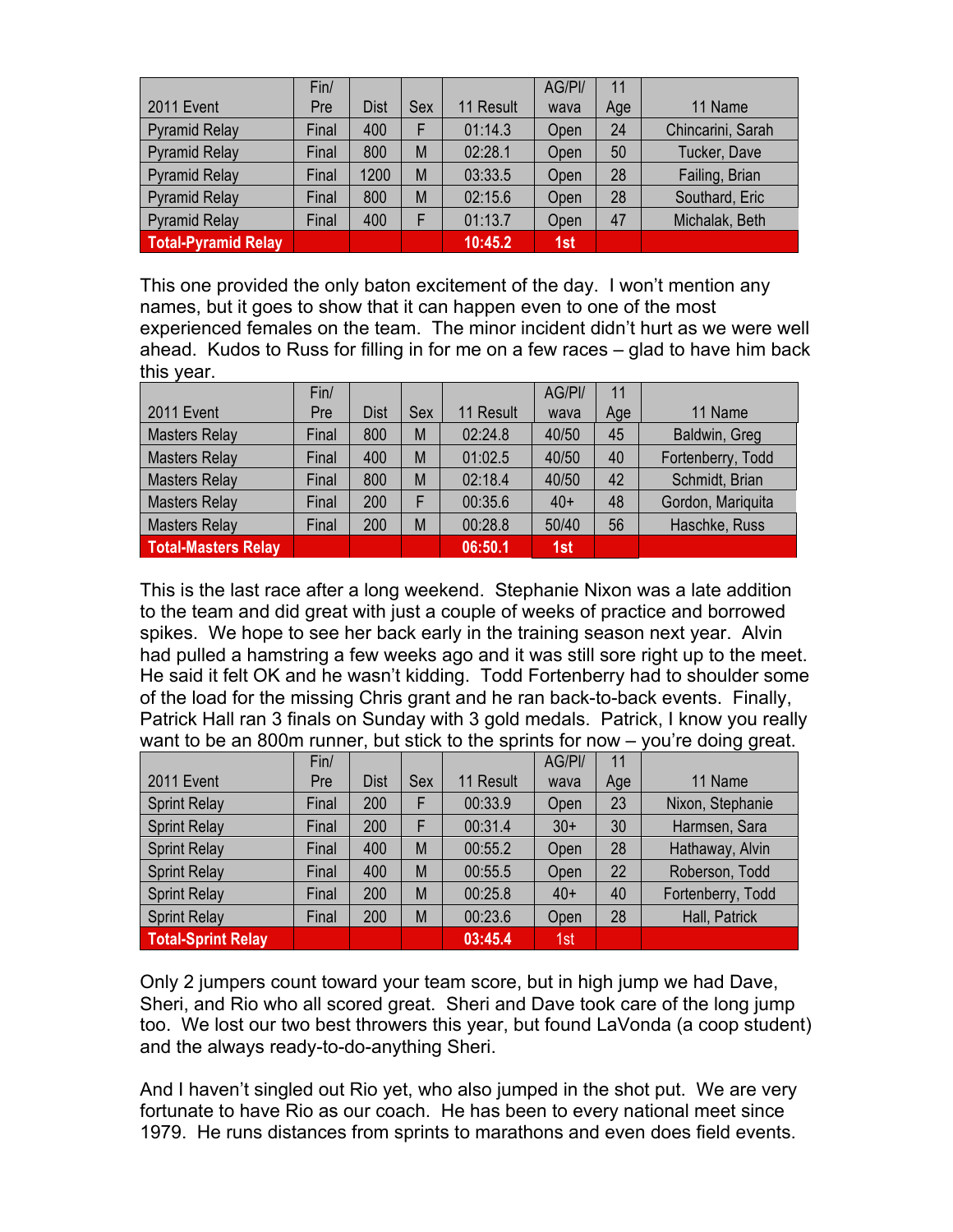| 2011 Event | Fin/ Pre | Dist | Sex | 11 Result | AG/Pl/ wava | 11 Age | 11 Name |
|---|---|---|---|---|---|---|---|
| Pyramid Relay | Final | 400 | F | 01:14.3 | Open | 24 | Chincarini, Sarah |
| Pyramid Relay | Final | 800 | M | 02:28.1 | Open | 50 | Tucker, Dave |
| Pyramid Relay | Final | 1200 | M | 03:33.5 | Open | 28 | Failing, Brian |
| Pyramid Relay | Final | 800 | M | 02:15.6 | Open | 28 | Southard, Eric |
| Pyramid Relay | Final | 400 | F | 01:13.7 | Open | 47 | Michalak, Beth |
| **Total-Pyramid Relay** | | | | **10:45.2** | **1st** | | |

This one provided the only baton excitement of the day. I won't mention any names, but it goes to show that it can happen even to one of the most experienced females on the team. The minor incident didn't hurt as we were well ahead. Kudos to Russ for filling in for me on a few races – glad to have him back this year.

| 2011 Event | Fin/ Pre | Dist | Sex | 11 Result | AG/Pl/ wava | 11 Age | 11 Name |
|---|---|---|---|---|---|---|---|
| Masters Relay | Final | 800 | M | 02:24.8 | 40/50 | 45 | Baldwin, Greg |
| Masters Relay | Final | 400 | M | 01:02.5 | 40/50 | 40 | Fortenberry, Todd |
| Masters Relay | Final | 800 | M | 02:18.4 | 40/50 | 42 | Schmidt, Brian |
| Masters Relay | Final | 200 | F | 00:35.6 | 40+ | 48 | Gordon, Mariquita |
| Masters Relay | Final | 200 | M | 00:28.8 | 50/40 | 56 | Haschke, Russ |
| **Total-Masters Relay** | | | | **06:50.1** | **1st** | | |

This is the last race after a long weekend. Stephanie Nixon was a late addition to the team and did great with just a couple of weeks of practice and borrowed spikes. We hope to see her back early in the training season next year. Alvin had pulled a hamstring a few weeks ago and it was still sore right up to the meet. He said it felt OK and he wasn't kidding. Todd Fortenberry had to shoulder some of the load for the missing Chris grant and he ran back-to-back events. Finally, Patrick Hall ran 3 finals on Sunday with 3 gold medals. Patrick, I know you really want to be an 800m runner, but stick to the sprints for now – you're doing great.

| 2011 Event | Fin/ Pre | Dist | Sex | 11 Result | AG/Pl/ wava | 11 Age | 11 Name |
|---|---|---|---|---|---|---|---|
| Sprint Relay | Final | 200 | F | 00:33.9 | Open | 23 | Nixon, Stephanie |
| Sprint Relay | Final | 200 | F | 00:31.4 | 30+ | 30 | Harmsen, Sara |
| Sprint Relay | Final | 400 | M | 00:55.2 | Open | 28 | Hathaway, Alvin |
| Sprint Relay | Final | 400 | M | 00:55.5 | Open | 22 | Roberson, Todd |
| Sprint Relay | Final | 200 | M | 00:25.8 | 40+ | 40 | Fortenberry, Todd |
| Sprint Relay | Final | 200 | M | 00:23.6 | Open | 28 | Hall, Patrick |
| **Total-Sprint Relay** | | | | **03:45.4** | 1st | | |

Only 2 jumpers count toward your team score, but in high jump we had Dave, Sheri, and Rio who all scored great. Sheri and Dave took care of the long jump too. We lost our two best throwers this year, but found LaVonda (a coop student) and the always ready-to-do-anything Sheri.

And I haven't singled out Rio yet, who also jumped in the shot put. We are very fortunate to have Rio as our coach. He has been to every national meet since 1979. He runs distances from sprints to marathons and even does field events.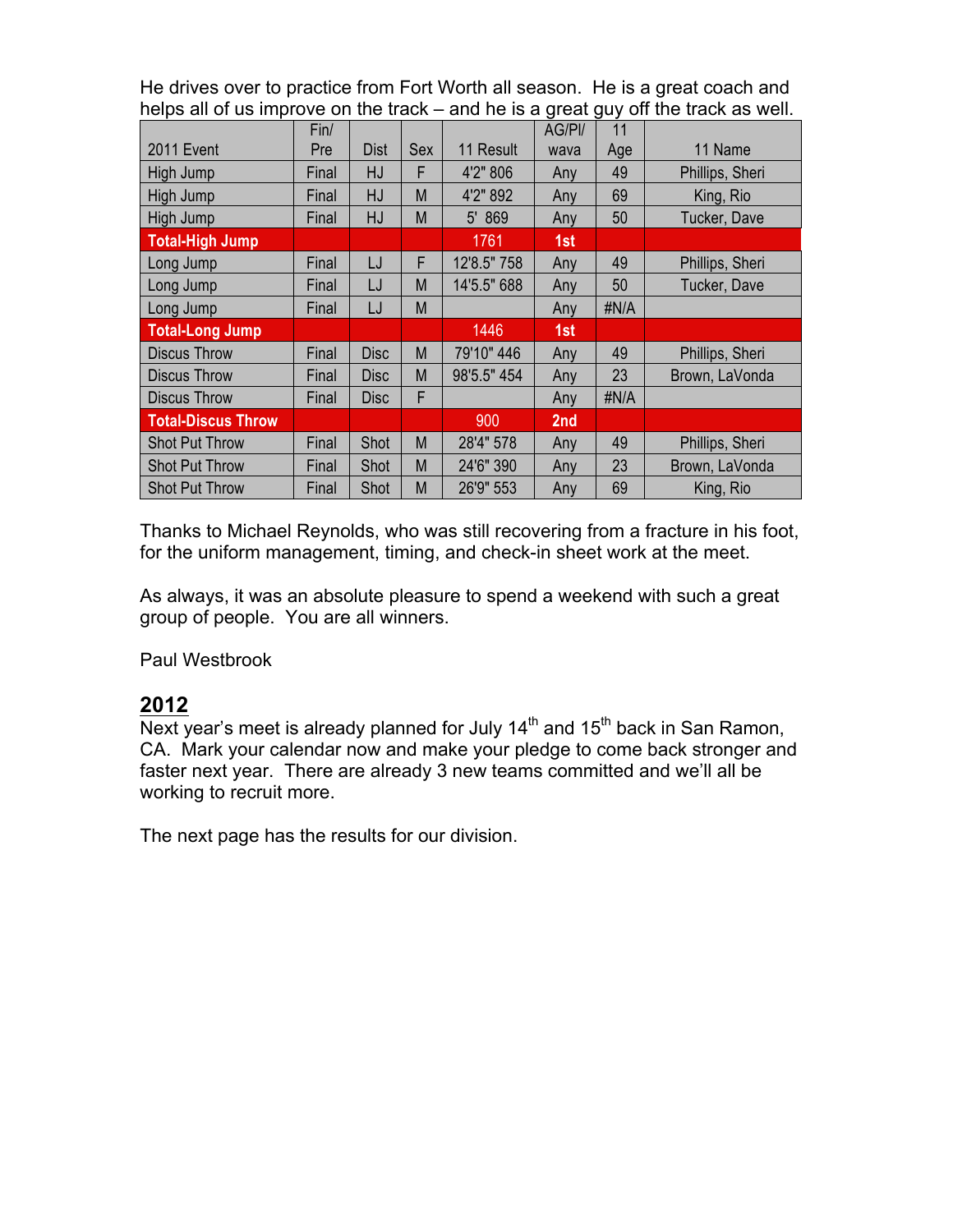He drives over to practice from Fort Worth all season. He is a great coach and helps all of us improve on the track – and he is a great guy off the track as well.

| 2011 Event | Fin/ Pre | Dist | Sex | 11 Result | AG/Pl/ wava | 11 Age | 11 Name |
|---|---|---|---|---|---|---|---|
| High Jump | Final | HJ | F | 4'2" 806 | Any | 49 | Phillips, Sheri |
| High Jump | Final | HJ | M | 4'2" 892 | Any | 69 | King, Rio |
| High Jump | Final | HJ | M | 5' 869 | Any | 50 | Tucker, Dave |
| **Total-High Jump** | | | | 1761 | **1st** | | |
| Long Jump | Final | LJ | F | 12'8.5" 758 | Any | 49 | Phillips, Sheri |
| Long Jump | Final | LJ | M | 14'5.5" 688 | Any | 50 | Tucker, Dave |
| Long Jump | Final | LJ | M | | Any | #N/A | |
| **Total-Long Jump** | | | | 1446 | **1st** | | |
| Discus Throw | Final | Disc | M | 79'10" 446 | Any | 49 | Phillips, Sheri |
| Discus Throw | Final | Disc | M | 98'5.5" 454 | Any | 23 | Brown, LaVonda |
| Discus Throw | Final | Disc | F | | Any | #N/A | |
| **Total-Discus Throw** | | | | 900 | **2nd** | | |
| Shot Put Throw | Final | Shot | M | 28'4" 578 | Any | 49 | Phillips, Sheri |
| Shot Put Throw | Final | Shot | M | 24'6" 390 | Any | 23 | Brown, LaVonda |
| Shot Put Throw | Final | Shot | M | 26'9" 553 | Any | 69 | King, Rio |

Thanks to Michael Reynolds, who was still recovering from a fracture in his foot, for the uniform management, timing, and check-in sheet work at the meet.

As always, it was an absolute pleasure to spend a weekend with such a great group of people. You are all winners.

Paul Westbrook

## 2012

Next year's meet is already planned for July 14th and 15th back in San Ramon, CA. Mark your calendar now and make your pledge to come back stronger and faster next year. There are already 3 new teams committed and we'll all be working to recruit more.

The next page has the results for our division.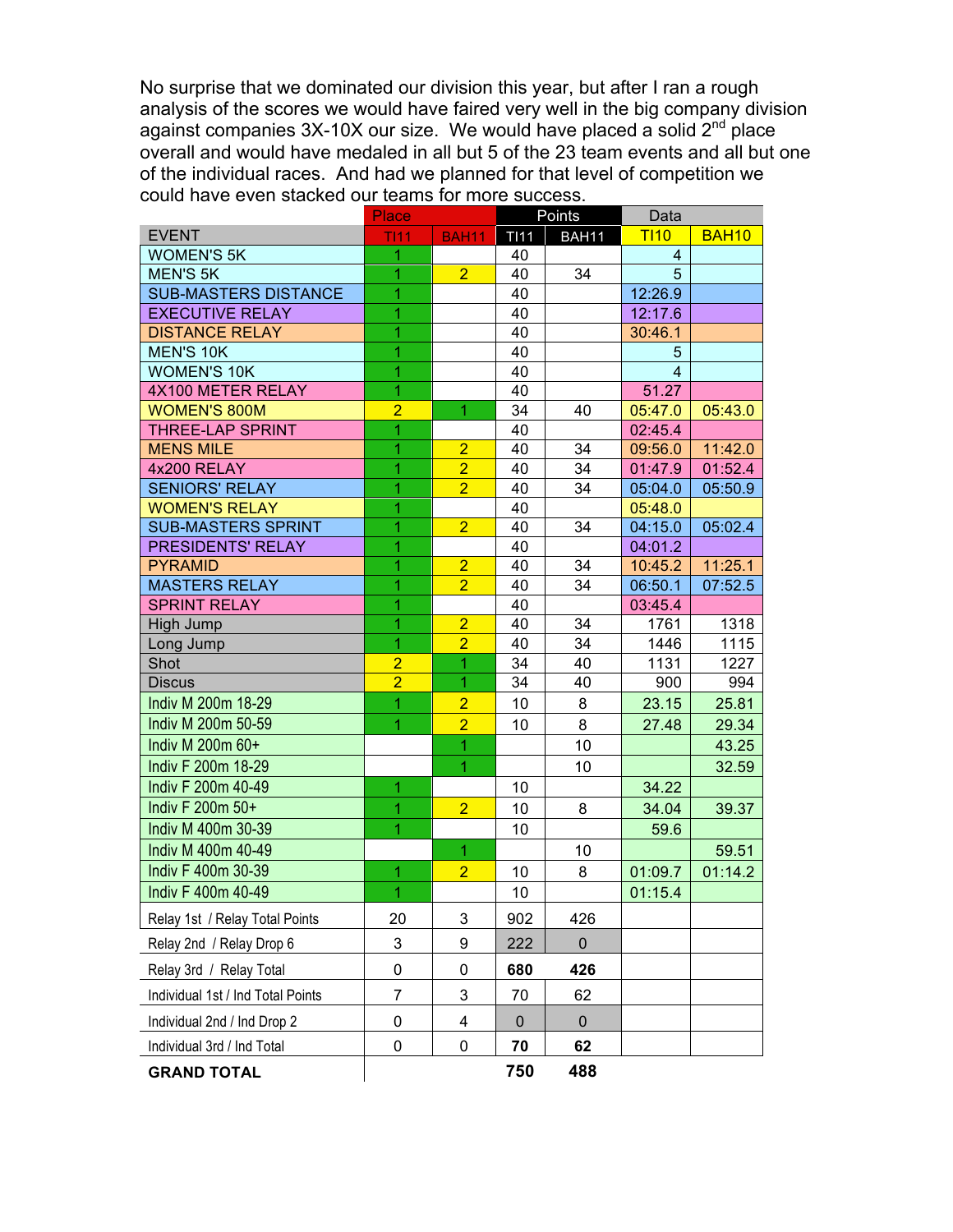No surprise that we dominated our division this year, but after I ran a rough analysis of the scores we would have faired very well in the big company division against companies 3X-10X our size. We would have placed a solid 2nd place overall and would have medaled in all but 5 of the 23 team events and all but one of the individual races. And had we planned for that level of competition we could have even stacked our teams for more success.

| | Place | | Points | | Data | |
|---|---|---|---|---|---|---|
| EVENT | TI11 | BAH11 | TI11 | BAH11 | TI10 | BAH10 |
| WOMEN'S 5K | 1 | | 40 | | 4 | |
| MEN'S 5K | 1 | 2 | 40 | 34 | 5 | |
| SUB-MASTERS DISTANCE | 1 | | 40 | | 12:26.9 | |
| EXECUTIVE RELAY | 1 | | 40 | | 12:17.6 | |
| DISTANCE RELAY | 1 | | 40 | | 30:46.1 | |
| MEN'S 10K | 1 | | 40 | | 5 | |
| WOMEN'S 10K | 1 | | 40 | | 4 | |
| 4X100 METER RELAY | 1 | | 40 | | 51.27 | |
| WOMEN'S 800M | 2 | 1 | 34 | 40 | 05:47.0 | 05:43.0 |
| THREE-LAP SPRINT | 1 | | 40 | | 02:45.4 | |
| MENS MILE | 1 | 2 | 40 | 34 | 09:56.0 | 11:42.0 |
| 4x200 RELAY | 1 | 2 | 40 | 34 | 01:47.9 | 01:52.4 |
| SENIORS' RELAY | 1 | 2 | 40 | 34 | 05:04.0 | 05:50.9 |
| WOMEN'S RELAY | 1 | | 40 | | 05:48.0 | |
| SUB-MASTERS SPRINT | 1 | 2 | 40 | 34 | 04:15.0 | 05:02.4 |
| PRESIDENTS' RELAY | 1 | | 40 | | 04:01.2 | |
| PYRAMID | 1 | 2 | 40 | 34 | 10:45.2 | 11:25.1 |
| MASTERS RELAY | 1 | 2 | 40 | 34 | 06:50.1 | 07:52.5 |
| SPRINT RELAY | 1 | | 40 | | 03:45.4 | |
| High Jump | 1 | 2 | 40 | 34 | 1761 | 1318 |
| Long Jump | 1 | 2 | 40 | 34 | 1446 | 1115 |
| Shot | 2 | 1 | 34 | 40 | 1131 | 1227 |
| Discus | 2 | 1 | 34 | 40 | 900 | 994 |
| Indiv M 200m 18-29 | 1 | 2 | 10 | 8 | 23.15 | 25.81 |
| Indiv M 200m 50-59 | 1 | 2 | 10 | 8 | 27.48 | 29.34 |
| Indiv M 200m 60+ | | 1 | | 10 | | 43.25 |
| Indiv F 200m 18-29 | | 1 | | 10 | | 32.59 |
| Indiv F 200m 40-49 | 1 | | 10 | | 34.22 | |
| Indiv F 200m 50+ | 1 | 2 | 10 | 8 | 34.04 | 39.37 |
| Indiv M 400m 30-39 | 1 | | 10 | | 59.6 | |
| Indiv M 400m 40-49 | | 1 | | 10 | | 59.51 |
| Indiv F 400m 30-39 | 1 | 2 | 10 | 8 | 01:09.7 | 01:14.2 |
| Indiv F 400m 40-49 | 1 | | 10 | | 01:15.4 | |
| Relay 1st / Relay Total Points | 20 | 3 | 902 | 426 | | |
| Relay 2nd / Relay Drop 6 | 3 | 9 | 222 | 0 | | |
| Relay 3rd / Relay Total | 0 | 0 | **680** | **426** | | |
| Individual 1st / Ind Total Points | 7 | 3 | 70 | 62 | | |
| Individual 2nd / Ind Drop 2 | 0 | 4 | 0 | 0 | | |
| Individual 3rd / Ind Total | 0 | 0 | **70** | **62** | | |
| **GRAND TOTAL** | | | **750** | **488** | | |